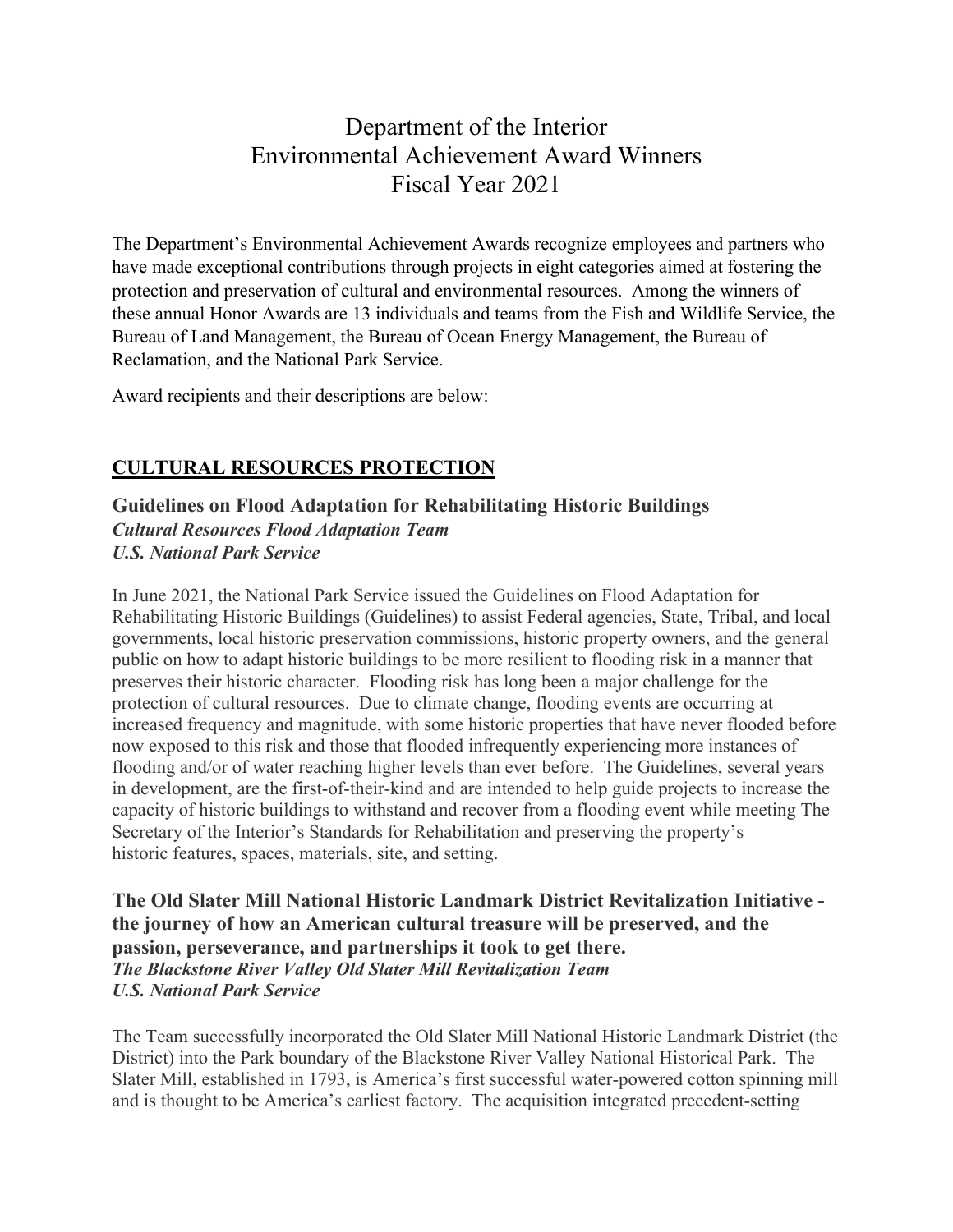# Department of the Interior
# Environmental Achievement Award Winners
# Fiscal Year 2021

The Department's Environmental Achievement Awards recognize employees and partners who have made exceptional contributions through projects in eight categories aimed at fostering the protection and preservation of cultural and environmental resources. Among the winners of these annual Honor Awards are 13 individuals and teams from the Fish and Wildlife Service, the Bureau of Land Management, the Bureau of Ocean Energy Management, the Bureau of Reclamation, and the National Park Service.

Award recipients and their descriptions are below:

## CULTURAL RESOURCES PROTECTION

### Guidelines on Flood Adaptation for Rehabilitating Historic Buildings

***Cultural Resources Flood Adaptation Team***
***U.S. National Park Service***

In June 2021, the National Park Service issued the Guidelines on Flood Adaptation for Rehabilitating Historic Buildings (Guidelines) to assist Federal agencies, State, Tribal, and local governments, local historic preservation commissions, historic property owners, and the general public on how to adapt historic buildings to be more resilient to flooding risk in a manner that preserves their historic character. Flooding risk has long been a major challenge for the protection of cultural resources. Due to climate change, flooding events are occurring at increased frequency and magnitude, with some historic properties that have never flooded before now exposed to this risk and those that flooded infrequently experiencing more instances of flooding and/or of water reaching higher levels than ever before. The Guidelines, several years in development, are the first-of-their-kind and are intended to help guide projects to increase the capacity of historic buildings to withstand and recover from a flooding event while meeting The Secretary of the Interior's Standards for Rehabilitation and preserving the property's historic features, spaces, materials, site, and setting.

### The Old Slater Mill National Historic Landmark District Revitalization Initiative - the journey of how an American cultural treasure will be preserved, and the passion, perseverance, and partnerships it took to get there.

***The Blackstone River Valley Old Slater Mill Revitalization Team***
***U.S. National Park Service***

The Team successfully incorporated the Old Slater Mill National Historic Landmark District (the District) into the Park boundary of the Blackstone River Valley National Historical Park. The Slater Mill, established in 1793, is America's first successful water-powered cotton spinning mill and is thought to be America's earliest factory. The acquisition integrated precedent-setting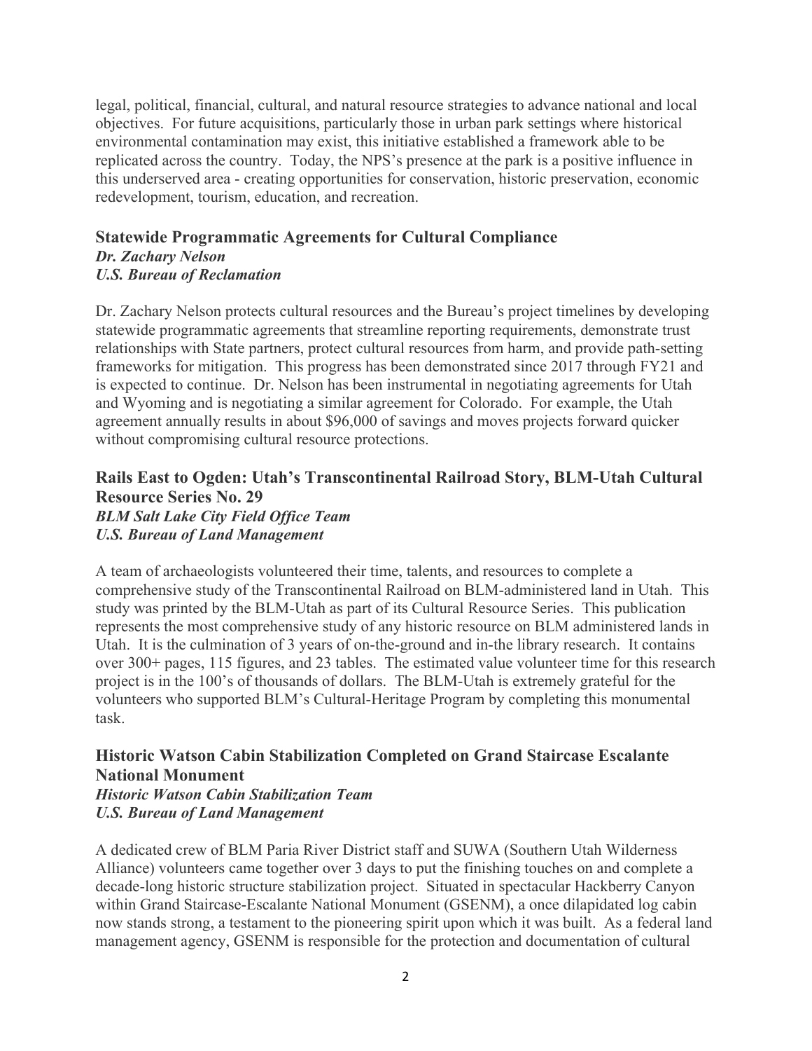legal, political, financial, cultural, and natural resource strategies to advance national and local objectives. For future acquisitions, particularly those in urban park settings where historical environmental contamination may exist, this initiative established a framework able to be replicated across the country. Today, the NPS's presence at the park is a positive influence in this underserved area - creating opportunities for conservation, historic preservation, economic redevelopment, tourism, education, and recreation.

### Statewide Programmatic Agreements for Cultural Compliance
***Dr. Zachary Nelson***
***U.S. Bureau of Reclamation***

Dr. Zachary Nelson protects cultural resources and the Bureau's project timelines by developing statewide programmatic agreements that streamline reporting requirements, demonstrate trust relationships with State partners, protect cultural resources from harm, and provide path-setting frameworks for mitigation. This progress has been demonstrated since 2017 through FY21 and is expected to continue. Dr. Nelson has been instrumental in negotiating agreements for Utah and Wyoming and is negotiating a similar agreement for Colorado. For example, the Utah agreement annually results in about $96,000 of savings and moves projects forward quicker without compromising cultural resource protections.

### Rails East to Ogden: Utah's Transcontinental Railroad Story, BLM-Utah Cultural Resource Series No. 29
***BLM Salt Lake City Field Office Team***
***U.S. Bureau of Land Management***

A team of archaeologists volunteered their time, talents, and resources to complete a comprehensive study of the Transcontinental Railroad on BLM-administered land in Utah. This study was printed by the BLM-Utah as part of its Cultural Resource Series. This publication represents the most comprehensive study of any historic resource on BLM administered lands in Utah. It is the culmination of 3 years of on-the-ground and in-the library research. It contains over 300+ pages, 115 figures, and 23 tables. The estimated value volunteer time for this research project is in the 100's of thousands of dollars. The BLM-Utah is extremely grateful for the volunteers who supported BLM's Cultural-Heritage Program by completing this monumental task.

### Historic Watson Cabin Stabilization Completed on Grand Staircase Escalante National Monument
***Historic Watson Cabin Stabilization Team***
***U.S. Bureau of Land Management***

A dedicated crew of BLM Paria River District staff and SUWA (Southern Utah Wilderness Alliance) volunteers came together over 3 days to put the finishing touches on and complete a decade-long historic structure stabilization project. Situated in spectacular Hackberry Canyon within Grand Staircase-Escalante National Monument (GSENM), a once dilapidated log cabin now stands strong, a testament to the pioneering spirit upon which it was built. As a federal land management agency, GSENM is responsible for the protection and documentation of cultural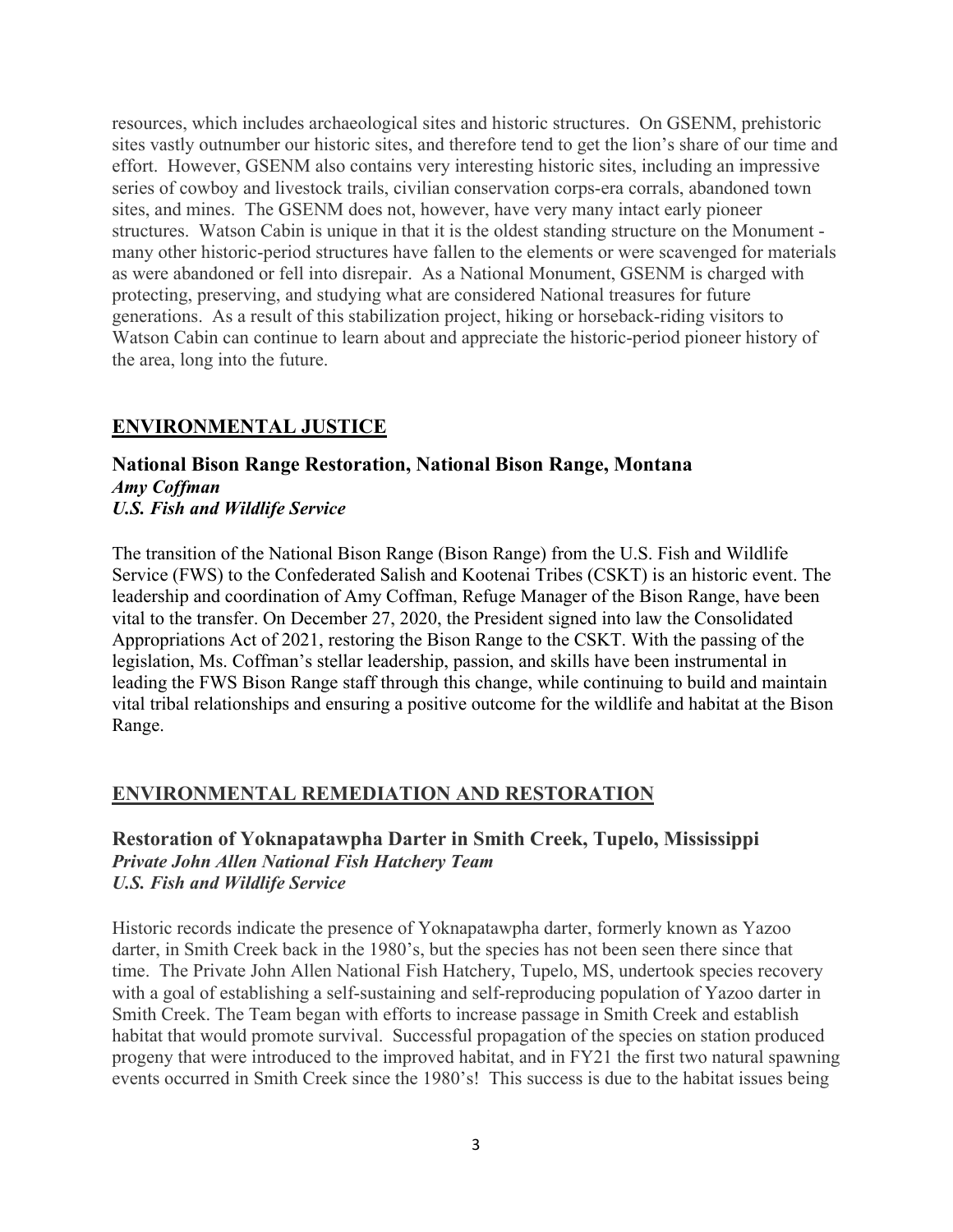resources, which includes archaeological sites and historic structures. On GSENM, prehistoric sites vastly outnumber our historic sites, and therefore tend to get the lion's share of our time and effort. However, GSENM also contains very interesting historic sites, including an impressive series of cowboy and livestock trails, civilian conservation corps-era corrals, abandoned town sites, and mines. The GSENM does not, however, have very many intact early pioneer structures. Watson Cabin is unique in that it is the oldest standing structure on the Monument - many other historic-period structures have fallen to the elements or were scavenged for materials as were abandoned or fell into disrepair. As a National Monument, GSENM is charged with protecting, preserving, and studying what are considered National treasures for future generations. As a result of this stabilization project, hiking or horseback-riding visitors to Watson Cabin can continue to learn about and appreciate the historic-period pioneer history of the area, long into the future.

## ENVIRONMENTAL JUSTICE

### National Bison Range Restoration, National Bison Range, Montana

***Amy Coffman***
***U.S. Fish and Wildlife Service***

The transition of the National Bison Range (Bison Range) from the U.S. Fish and Wildlife Service (FWS) to the Confederated Salish and Kootenai Tribes (CSKT) is an historic event. The leadership and coordination of Amy Coffman, Refuge Manager of the Bison Range, have been vital to the transfer. On December 27, 2020, the President signed into law the Consolidated Appropriations Act of 2021, restoring the Bison Range to the CSKT. With the passing of the legislation, Ms. Coffman's stellar leadership, passion, and skills have been instrumental in leading the FWS Bison Range staff through this change, while continuing to build and maintain vital tribal relationships and ensuring a positive outcome for the wildlife and habitat at the Bison Range.

## ENVIRONMENTAL REMEDIATION AND RESTORATION

### Restoration of Yoknapatawpha Darter in Smith Creek, Tupelo, Mississippi

***Private John Allen National Fish Hatchery Team***
***U.S. Fish and Wildlife Service***

Historic records indicate the presence of Yoknapatawpha darter, formerly known as Yazoo darter, in Smith Creek back in the 1980's, but the species has not been seen there since that time. The Private John Allen National Fish Hatchery, Tupelo, MS, undertook species recovery with a goal of establishing a self-sustaining and self-reproducing population of Yazoo darter in Smith Creek. The Team began with efforts to increase passage in Smith Creek and establish habitat that would promote survival. Successful propagation of the species on station produced progeny that were introduced to the improved habitat, and in FY21 the first two natural spawning events occurred in Smith Creek since the 1980's! This success is due to the habitat issues being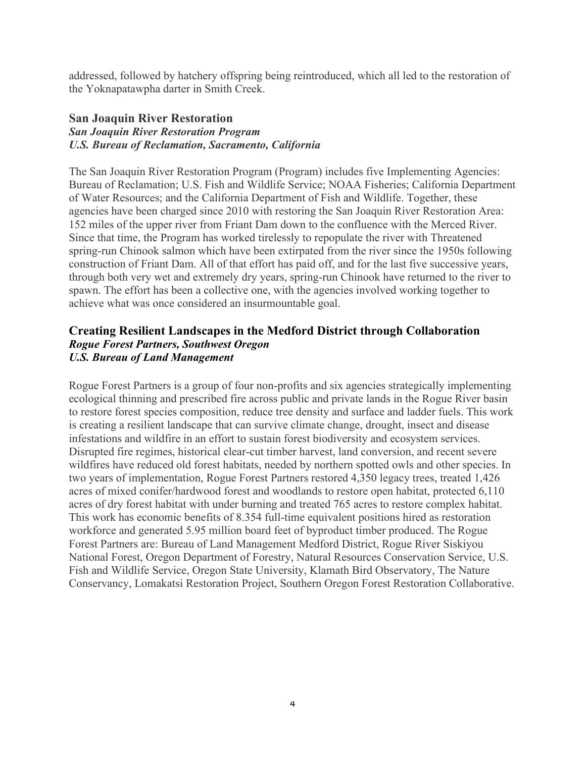addressed, followed by hatchery offspring being reintroduced, which all led to the restoration of the Yoknapatawpha darter in Smith Creek.

### San Joaquin River Restoration
***San Joaquin River Restoration Program***
***U.S. Bureau of Reclamation, Sacramento, California***

The San Joaquin River Restoration Program (Program) includes five Implementing Agencies: Bureau of Reclamation; U.S. Fish and Wildlife Service; NOAA Fisheries; California Department of Water Resources; and the California Department of Fish and Wildlife. Together, these agencies have been charged since 2010 with restoring the San Joaquin River Restoration Area: 152 miles of the upper river from Friant Dam down to the confluence with the Merced River. Since that time, the Program has worked tirelessly to repopulate the river with Threatened spring-run Chinook salmon which have been extirpated from the river since the 1950s following construction of Friant Dam. All of that effort has paid off, and for the last five successive years, through both very wet and extremely dry years, spring-run Chinook have returned to the river to spawn. The effort has been a collective one, with the agencies involved working together to achieve what was once considered an insurmountable goal.

### Creating Resilient Landscapes in the Medford District through Collaboration
***Rogue Forest Partners, Southwest Oregon***
***U.S. Bureau of Land Management***

Rogue Forest Partners is a group of four non-profits and six agencies strategically implementing ecological thinning and prescribed fire across public and private lands in the Rogue River basin to restore forest species composition, reduce tree density and surface and ladder fuels. This work is creating a resilient landscape that can survive climate change, drought, insect and disease infestations and wildfire in an effort to sustain forest biodiversity and ecosystem services. Disrupted fire regimes, historical clear-cut timber harvest, land conversion, and recent severe wildfires have reduced old forest habitats, needed by northern spotted owls and other species. In two years of implementation, Rogue Forest Partners restored 4,350 legacy trees, treated 1,426 acres of mixed conifer/hardwood forest and woodlands to restore open habitat, protected 6,110 acres of dry forest habitat with under burning and treated 765 acres to restore complex habitat. This work has economic benefits of 8.354 full-time equivalent positions hired as restoration workforce and generated 5.95 million board feet of byproduct timber produced. The Rogue Forest Partners are: Bureau of Land Management Medford District, Rogue River Siskiyou National Forest, Oregon Department of Forestry, Natural Resources Conservation Service, U.S. Fish and Wildlife Service, Oregon State University, Klamath Bird Observatory, The Nature Conservancy, Lomakatsi Restoration Project, Southern Oregon Forest Restoration Collaborative.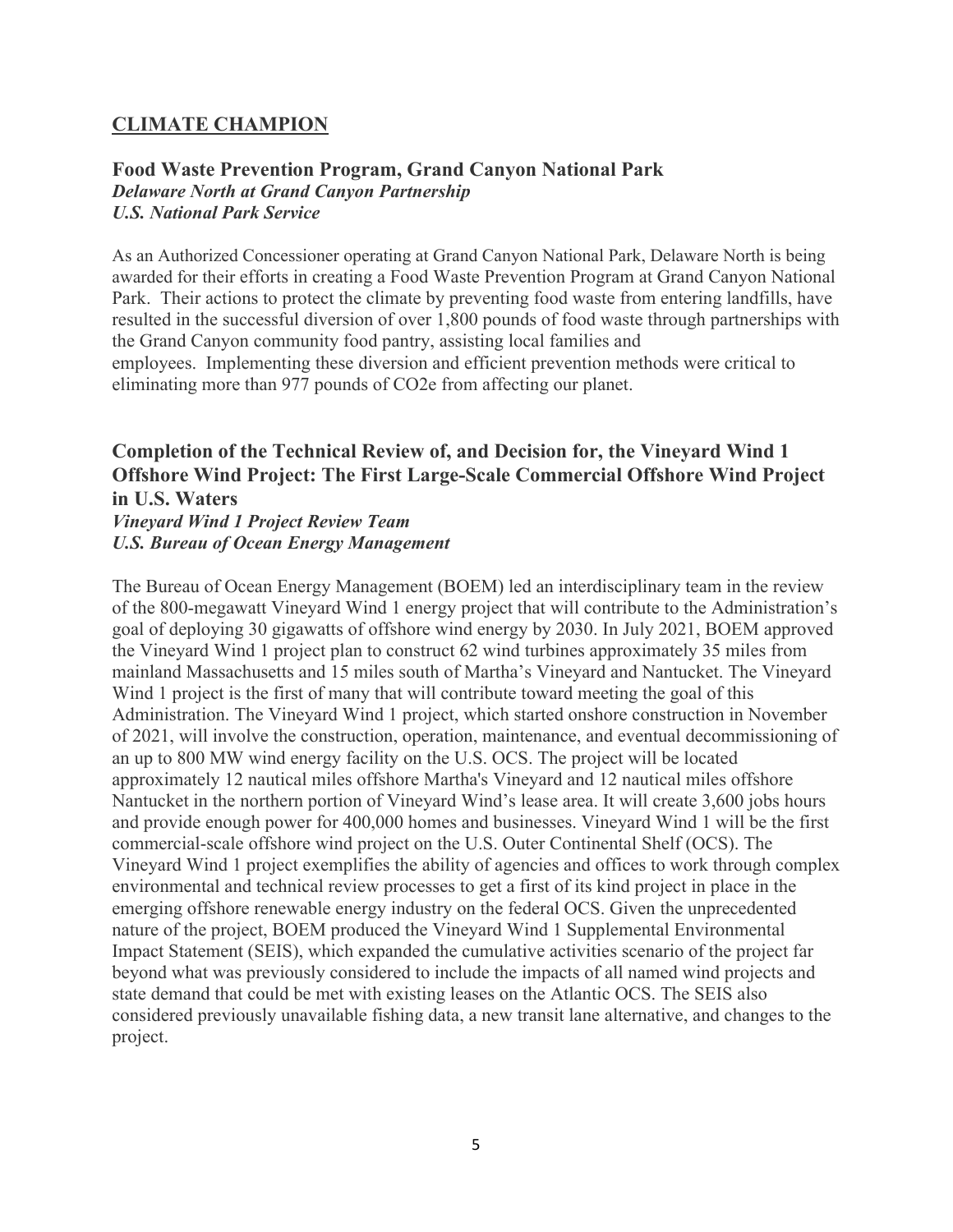## CLIMATE CHAMPION

### Food Waste Prevention Program, Grand Canyon National Park

***Delaware North at Grand Canyon Partnership***
***U.S. National Park Service***

As an Authorized Concessioner operating at Grand Canyon National Park, Delaware North is being awarded for their efforts in creating a Food Waste Prevention Program at Grand Canyon National Park. Their actions to protect the climate by preventing food waste from entering landfills, have resulted in the successful diversion of over 1,800 pounds of food waste through partnerships with the Grand Canyon community food pantry, assisting local families and employees. Implementing these diversion and efficient prevention methods were critical to eliminating more than 977 pounds of $CO_2e$ from affecting our planet.

### Completion of the Technical Review of, and Decision for, the Vineyard Wind 1 Offshore Wind Project: The First Large-Scale Commercial Offshore Wind Project in U.S. Waters

***Vineyard Wind 1 Project Review Team***
***U.S. Bureau of Ocean Energy Management***

The Bureau of Ocean Energy Management (BOEM) led an interdisciplinary team in the review of the 800-megawatt Vineyard Wind 1 energy project that will contribute to the Administration's goal of deploying 30 gigawatts of offshore wind energy by 2030. In July 2021, BOEM approved the Vineyard Wind 1 project plan to construct 62 wind turbines approximately 35 miles from mainland Massachusetts and 15 miles south of Martha's Vineyard and Nantucket. The Vineyard Wind 1 project is the first of many that will contribute toward meeting the goal of this Administration. The Vineyard Wind 1 project, which started onshore construction in November of 2021, will involve the construction, operation, maintenance, and eventual decommissioning of an up to 800 MW wind energy facility on the U.S. OCS. The project will be located approximately 12 nautical miles offshore Martha's Vineyard and 12 nautical miles offshore Nantucket in the northern portion of Vineyard Wind's lease area. It will create 3,600 jobs hours and provide enough power for 400,000 homes and businesses. Vineyard Wind 1 will be the first commercial-scale offshore wind project on the U.S. Outer Continental Shelf (OCS). The Vineyard Wind 1 project exemplifies the ability of agencies and offices to work through complex environmental and technical review processes to get a first of its kind project in place in the emerging offshore renewable energy industry on the federal OCS. Given the unprecedented nature of the project, BOEM produced the Vineyard Wind 1 Supplemental Environmental Impact Statement (SEIS), which expanded the cumulative activities scenario of the project far beyond what was previously considered to include the impacts of all named wind projects and state demand that could be met with existing leases on the Atlantic OCS. The SEIS also considered previously unavailable fishing data, a new transit lane alternative, and changes to the project.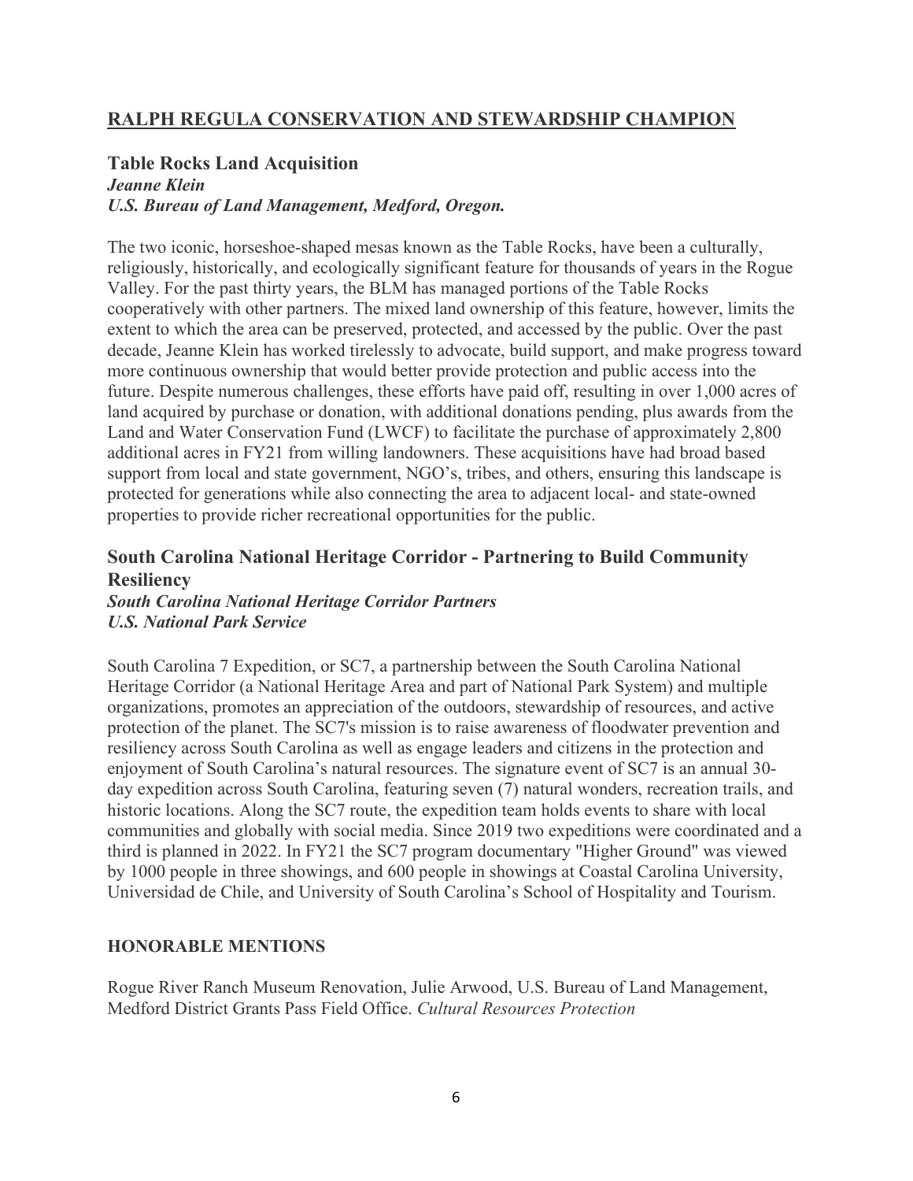## RALPH REGULA CONSERVATION AND STEWARDSHIP CHAMPION

### Table Rocks Land Acquisition

***Jeanne Klein***
***U.S. Bureau of Land Management, Medford, Oregon.***

The two iconic, horseshoe-shaped mesas known as the Table Rocks, have been a culturally, religiously, historically, and ecologically significant feature for thousands of years in the Rogue Valley. For the past thirty years, the BLM has managed portions of the Table Rocks cooperatively with other partners. The mixed land ownership of this feature, however, limits the extent to which the area can be preserved, protected, and accessed by the public. Over the past decade, Jeanne Klein has worked tirelessly to advocate, build support, and make progress toward more continuous ownership that would better provide protection and public access into the future. Despite numerous challenges, these efforts have paid off, resulting in over 1,000 acres of land acquired by purchase or donation, with additional donations pending, plus awards from the Land and Water Conservation Fund (LWCF) to facilitate the purchase of approximately 2,800 additional acres in FY21 from willing landowners. These acquisitions have had broad based support from local and state government, NGO's, tribes, and others, ensuring this landscape is protected for generations while also connecting the area to adjacent local- and state-owned properties to provide richer recreational opportunities for the public.

### South Carolina National Heritage Corridor - Partnering to Build Community Resiliency

***South Carolina National Heritage Corridor Partners***
***U.S. National Park Service***

South Carolina 7 Expedition, or SC7, a partnership between the South Carolina National Heritage Corridor (a National Heritage Area and part of National Park System) and multiple organizations, promotes an appreciation of the outdoors, stewardship of resources, and active protection of the planet. The SC7's mission is to raise awareness of floodwater prevention and resiliency across South Carolina as well as engage leaders and citizens in the protection and enjoyment of South Carolina's natural resources. The signature event of SC7 is an annual 30-day expedition across South Carolina, featuring seven (7) natural wonders, recreation trails, and historic locations. Along the SC7 route, the expedition team holds events to share with local communities and globally with social media. Since 2019 two expeditions were coordinated and a third is planned in 2022. In FY21 the SC7 program documentary "Higher Ground" was viewed by 1000 people in three showings, and 600 people in showings at Coastal Carolina University, Universidad de Chile, and University of South Carolina's School of Hospitality and Tourism.

#### HONORABLE MENTIONS

Rogue River Ranch Museum Renovation, Julie Arwood, U.S. Bureau of Land Management, Medford District Grants Pass Field Office. *Cultural Resources Protection*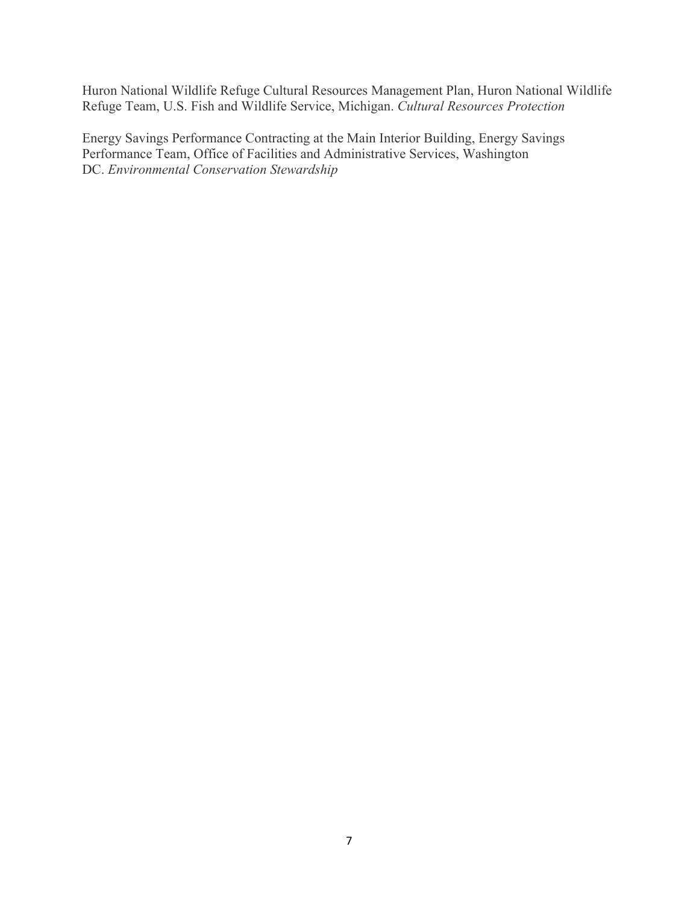Huron National Wildlife Refuge Cultural Resources Management Plan, Huron National Wildlife Refuge Team, U.S. Fish and Wildlife Service, Michigan. *Cultural Resources Protection*

Energy Savings Performance Contracting at the Main Interior Building, Energy Savings Performance Team, Office of Facilities and Administrative Services, Washington DC. *Environmental Conservation Stewardship*